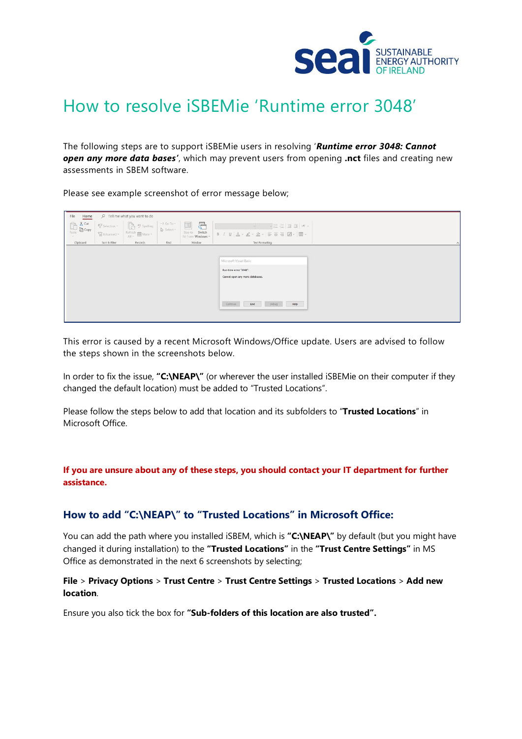# How to resolve iSBEMie 'Runtime error 3048'

The following steps are to support iSBEMie users in resolving '***Runtime error 3048: Cannot open any more data bases***', which may prevent users from opening **.nct** files and creating new assessments in SBEM software.

Please see example screenshot of error message below;

This error is caused by a recent Microsoft Windows/Office update. Users are advised to follow the steps shown in the screenshots below.

In order to fix the issue, **"C:\NEAP\"** (or wherever the user installed iSBEMie on their computer if they changed the default location) must be added to "Trusted Locations".

Please follow the steps below to add that location and its subfolders to "**Trusted Locations**" in Microsoft Office.

**If you are unsure about any of these steps, you should contact your IT department for further assistance.**

## How to add "C:\NEAP\" to "Trusted Locations" in Microsoft Office:

You can add the path where you installed iSBEM, which is **"C:\NEAP\"** by default (but you might have changed it during installation) to the **"Trusted Locations"** in the **"Trust Centre Settings"** in MS Office as demonstrated in the next 6 screenshots by selecting;

**File** > **Privacy Options** > **Trust Centre** > **Trust Centre Settings** > **Trusted Locations** > **Add new location**.

Ensure you also tick the box for **"Sub-folders of this location are also trusted".**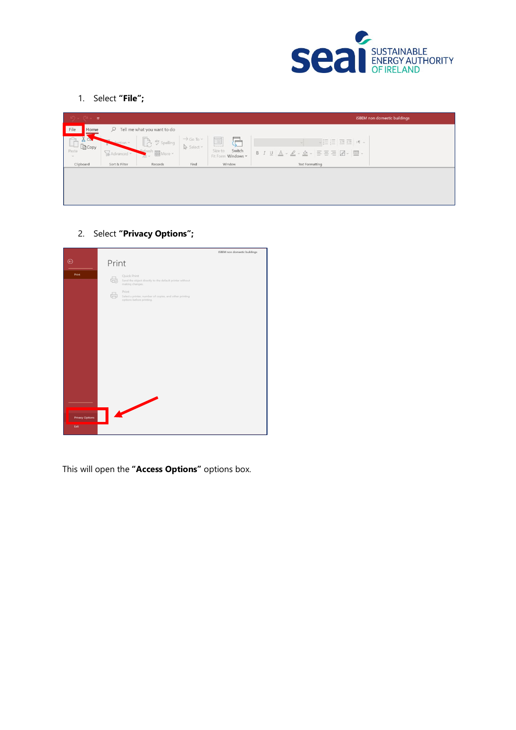1. Select **"File"**;

2. Select **"Privacy Options"**;

This will open the **"Access Options"** options box.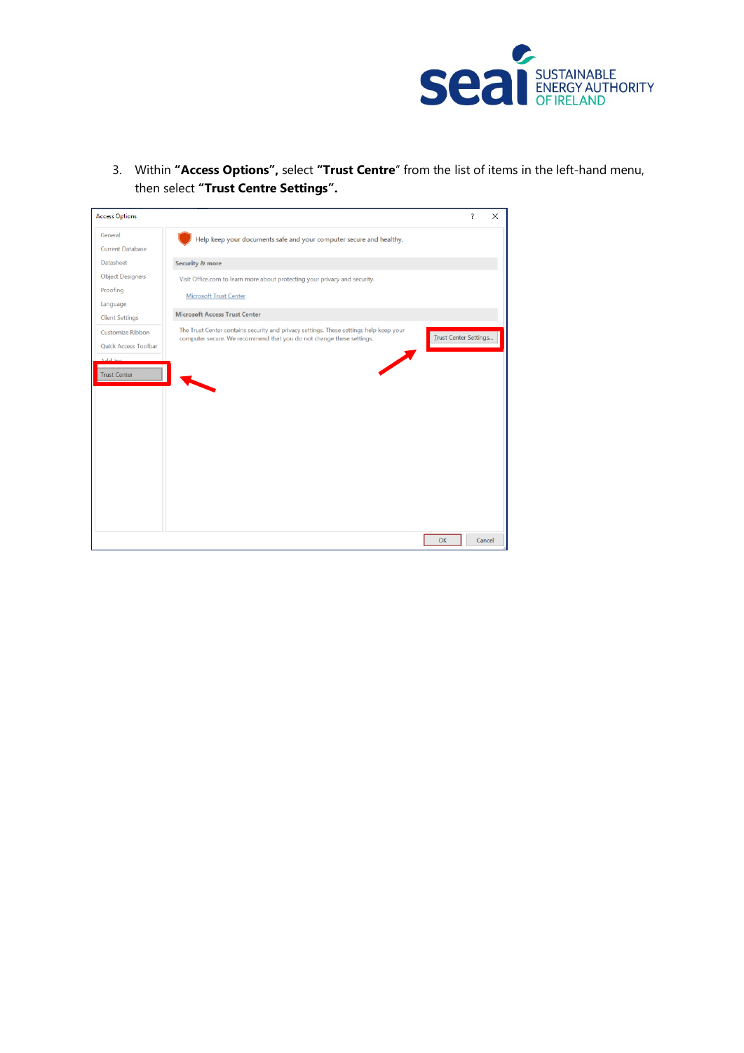3. Within **"Access Options",** select **"Trust Centre**" from the list of items in the left-hand menu, then select **"Trust Centre Settings".**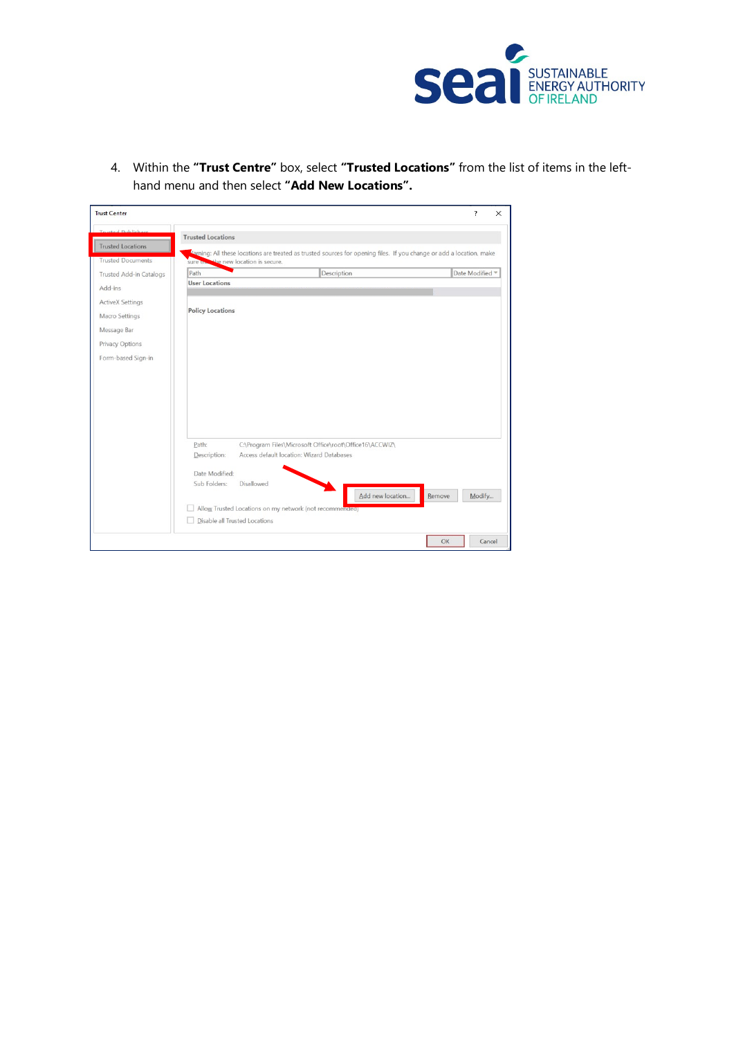4. Within the **"Trust Centre"** box, select **"Trusted Locations"** from the list of items in the left-hand menu and then select **"Add New Locations".**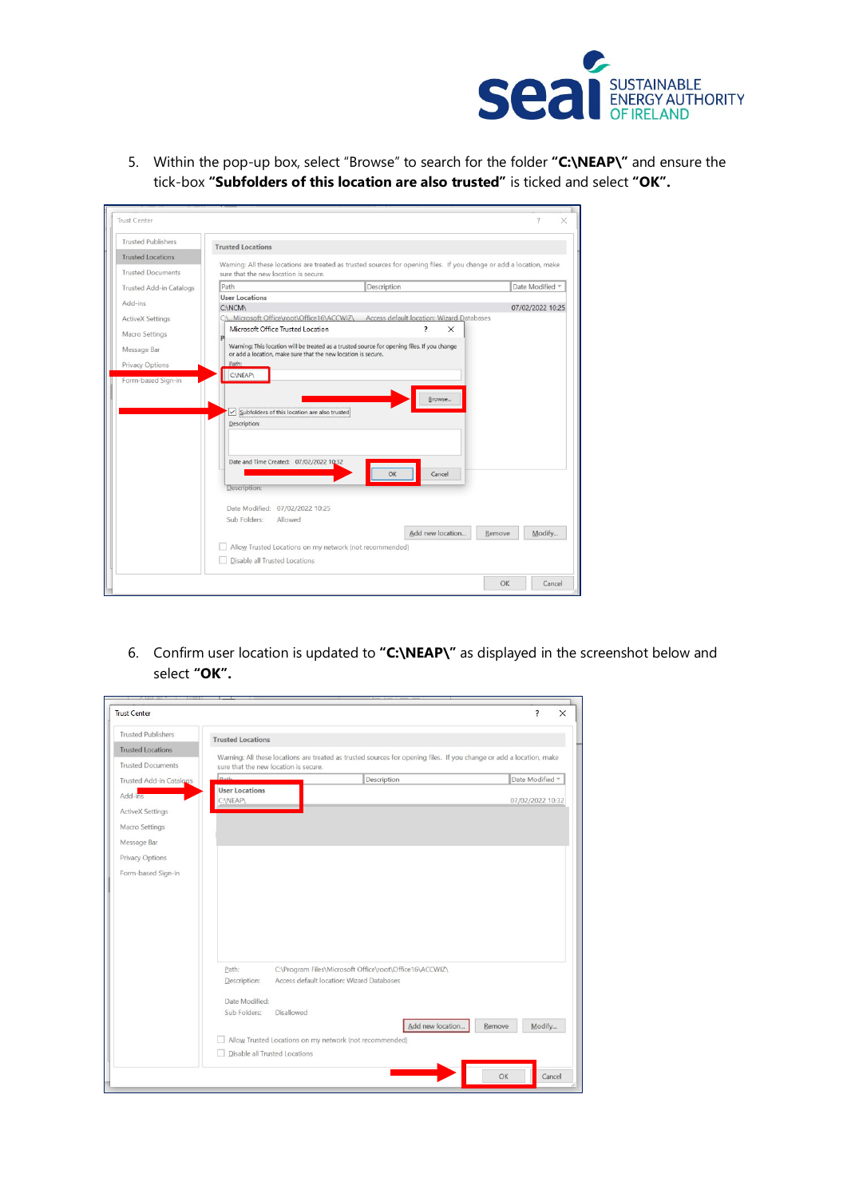5. Within the pop-up box, select "Browse" to search for the folder **"C:\NEAP\"** and ensure the tick-box **"Subfolders of this location are also trusted"** is ticked and select **"OK".**

6. Confirm user location is updated to **"C:\NEAP\"** as displayed in the screenshot below and select **"OK".**